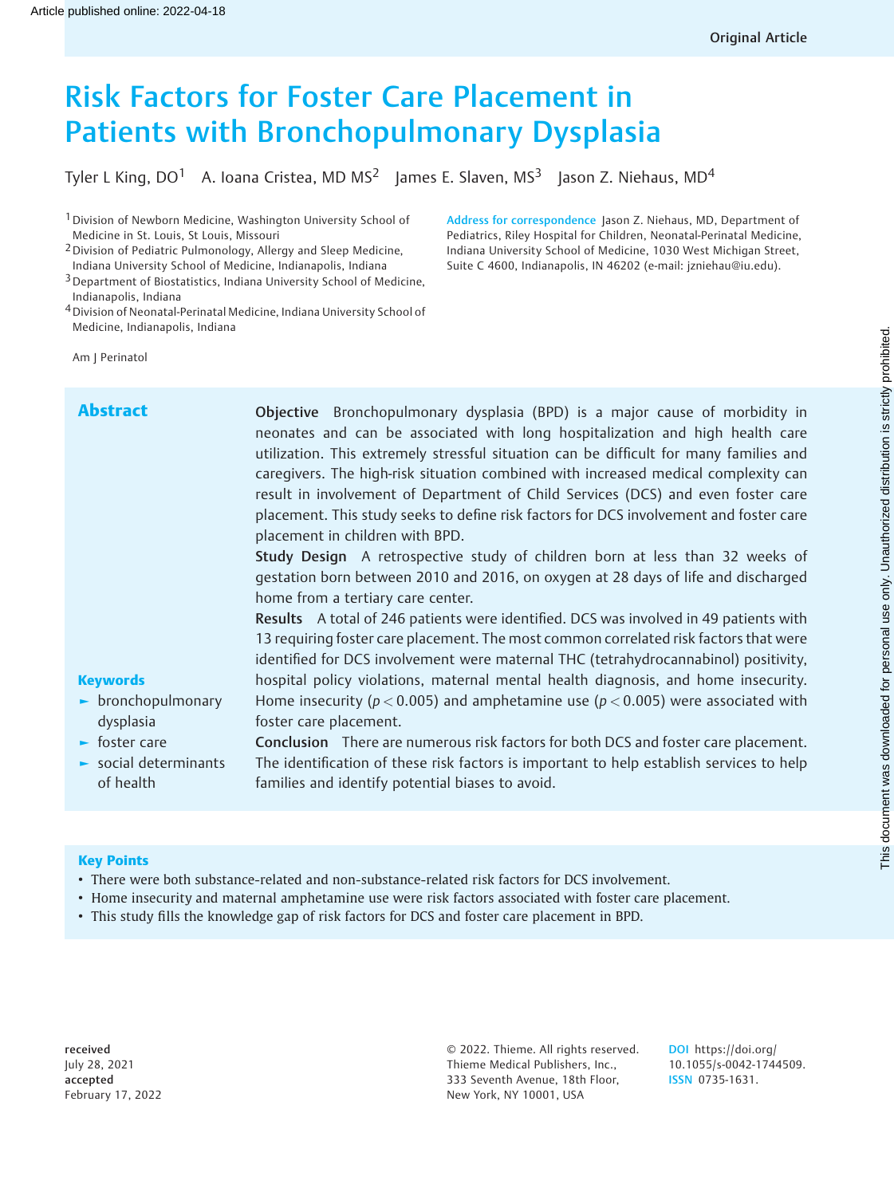Original Article

# Risk Factors for Foster Care Placement in Patients with Bronchopulmonary Dysplasia

Tyler L King, DO[1] A. Ioana Cristea, MD MS[2] James E. Slaven, MS[3] Jason Z. Niehaus, MD[4]

[1] Division of Newborn Medicine, Washington University School of Medicine in St. Louis, St Louis, Missouri
[2] Division of Pediatric Pulmonology, Allergy and Sleep Medicine, Indiana University School of Medicine, Indianapolis, Indiana
[3] Department of Biostatistics, Indiana University School of Medicine, Indianapolis, Indiana
[4] Division of Neonatal-Perinatal Medicine, Indiana University School of Medicine, Indianapolis, Indiana

**Address for correspondence** Jason Z. Niehaus, MD, Department of Pediatrics, Riley Hospital for Children, Neonatal-Perinatal Medicine, Indiana University School of Medicine, 1030 West Michigan Street, Suite C 4600, Indianapolis, IN 46202 (e-mail: jzniehau@iu.edu).

Am J Perinatol

## Abstract

**Objective** Bronchopulmonary dysplasia (BPD) is a major cause of morbidity in neonates and can be associated with long hospitalization and high health care utilization. This extremely stressful situation can be difficult for many families and caregivers. The high-risk situation combined with increased medical complexity can result in involvement of Department of Child Services (DCS) and even foster care placement. This study seeks to define risk factors for DCS involvement and foster care placement in children with BPD.

**Study Design** A retrospective study of children born at less than 32 weeks of gestation born between 2010 and 2016, on oxygen at 28 days of life and discharged home from a tertiary care center.

**Results** A total of 246 patients were identified. DCS was involved in 49 patients with 13 requiring foster care placement. The most common correlated risk factors that were identified for DCS involvement were maternal THC (tetrahydrocannabinol) positivity, hospital policy violations, maternal mental health diagnosis, and home insecurity. Home insecurity ($p < 0.005$) and amphetamine use ($p < 0.005$) were associated with foster care placement.

**Conclusion** There are numerous risk factors for both DCS and foster care placement. The identification of these risk factors is important to help establish services to help families and identify potential biases to avoid.

**Keywords**

- bronchopulmonary dysplasia
- foster care
- social determinants of health

## Key Points

- There were both substance-related and non-substance-related risk factors for DCS involvement.
- Home insecurity and maternal amphetamine use were risk factors associated with foster care placement.
- This study fills the knowledge gap of risk factors for DCS and foster care placement in BPD.

**received** July 28, 2021
**accepted** February 17, 2022

© 2022. Thieme. All rights reserved. Thieme Medical Publishers, Inc., 333 Seventh Avenue, 18th Floor, New York, NY 10001, USA

DOI https://doi.org/10.1055/s-0042-1744509. ISSN 0735-1631.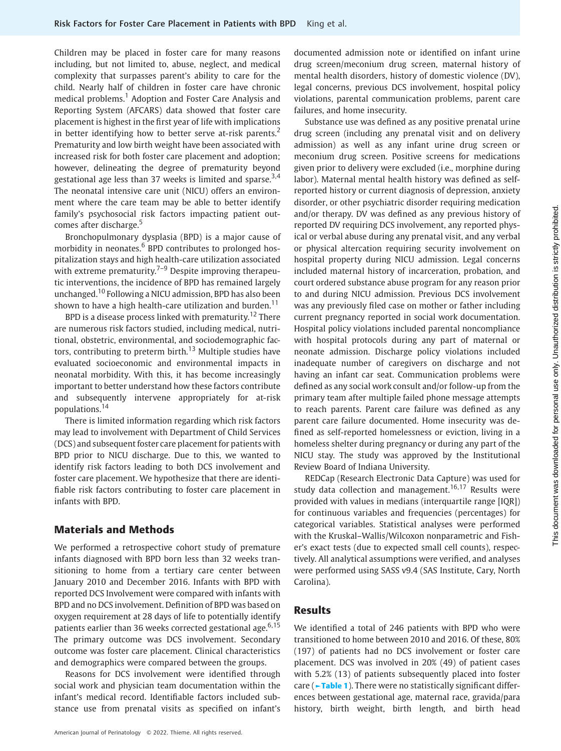Children may be placed in foster care for many reasons including, but not limited to, abuse, neglect, and medical complexity that surpasses parent's ability to care for the child. Nearly half of children in foster care have chronic medical problems.[1] Adoption and Foster Care Analysis and Reporting System (AFCARS) data showed that foster care placement is highest in the first year of life with implications in better identifying how to better serve at-risk parents.[2] Prematurity and low birth weight have been associated with increased risk for both foster care placement and adoption; however, delineating the degree of prematurity beyond gestational age less than 37 weeks is limited and sparse.[3,4] The neonatal intensive care unit (NICU) offers an environment where the care team may be able to better identify family's psychosocial risk factors impacting patient outcomes after discharge.[5]

Bronchopulmonary dysplasia (BPD) is a major cause of morbidity in neonates.[6] BPD contributes to prolonged hospitalization stays and high health-care utilization associated with extreme prematurity.[7–9] Despite improving therapeutic interventions, the incidence of BPD has remained largely unchanged.[10] Following a NICU admission, BPD has also been shown to have a high health-care utilization and burden.[11]

BPD is a disease process linked with prematurity.[12] There are numerous risk factors studied, including medical, nutritional, obstetric, environmental, and sociodemographic factors, contributing to preterm birth.[13] Multiple studies have evaluated socioeconomic and environmental impacts in neonatal morbidity. With this, it has become increasingly important to better understand how these factors contribute and subsequently intervene appropriately for at-risk populations.[14]

There is limited information regarding which risk factors may lead to involvement with Department of Child Services (DCS) and subsequent foster care placement for patients with BPD prior to NICU discharge. Due to this, we wanted to identify risk factors leading to both DCS involvement and foster care placement. We hypothesize that there are identifiable risk factors contributing to foster care placement in infants with BPD.

## Materials and Methods

We performed a retrospective cohort study of premature infants diagnosed with BPD born less than 32 weeks transitioning to home from a tertiary care center between January 2010 and December 2016. Infants with BPD with reported DCS Involvement were compared with infants with BPD and no DCS involvement. Definition of BPD was based on oxygen requirement at 28 days of life to potentially identify patients earlier than 36 weeks corrected gestational age.[6,15] The primary outcome was DCS involvement. Secondary outcome was foster care placement. Clinical characteristics and demographics were compared between the groups.

Reasons for DCS involvement were identified through social work and physician team documentation within the infant's medical record. Identifiable factors included substance use from prenatal visits as specified on infant's documented admission note or identified on infant urine drug screen/meconium drug screen, maternal history of mental health disorders, history of domestic violence (DV), legal concerns, previous DCS involvement, hospital policy violations, parental communication problems, parent care failures, and home insecurity.

Substance use was defined as any positive prenatal urine drug screen (including any prenatal visit and on delivery admission) as well as any infant urine drug screen or meconium drug screen. Positive screens for medications given prior to delivery were excluded (i.e., morphine during labor). Maternal mental health history was defined as self-reported history or current diagnosis of depression, anxiety disorder, or other psychiatric disorder requiring medication and/or therapy. DV was defined as any previous history of reported DV requiring DCS involvement, any reported physical or verbal abuse during any prenatal visit, and any verbal or physical altercation requiring security involvement on hospital property during NICU admission. Legal concerns included maternal history of incarceration, probation, and court ordered substance abuse program for any reason prior to and during NICU admission. Previous DCS involvement was any previously filed case on mother or father including current pregnancy reported in social work documentation. Hospital policy violations included parental noncompliance with hospital protocols during any part of maternal or neonate admission. Discharge policy violations included inadequate number of caregivers on discharge and not having an infant car seat. Communication problems were defined as any social work consult and/or follow-up from the primary team after multiple failed phone message attempts to reach parents. Parent care failure was defined as any parent care failure documented. Home insecurity was defined as self-reported homelessness or eviction, living in a homeless shelter during pregnancy or during any part of the NICU stay. The study was approved by the Institutional Review Board of Indiana University.

REDCap (Research Electronic Data Capture) was used for study data collection and management.[16,17] Results were provided with values in medians (interquartile range [IQR]) for continuous variables and frequencies (percentages) for categorical variables. Statistical analyses were performed with the Kruskal–Wallis/Wilcoxon nonparametric and Fisher's exact tests (due to expected small cell counts), respectively. All analytical assumptions were verified, and analyses were performed using SASS v9.4 (SAS Institute, Cary, North Carolina).

## Results

We identified a total of 246 patients with BPD who were transitioned to home between 2010 and 2016. Of these, 80% (197) of patients had no DCS involvement or foster care placement. DCS was involved in 20% (49) of patient cases with 5.2% (13) of patients subsequently placed into foster care (►Table 1). There were no statistically significant differences between gestational age, maternal race, gravida/para history, birth weight, birth length, and birth head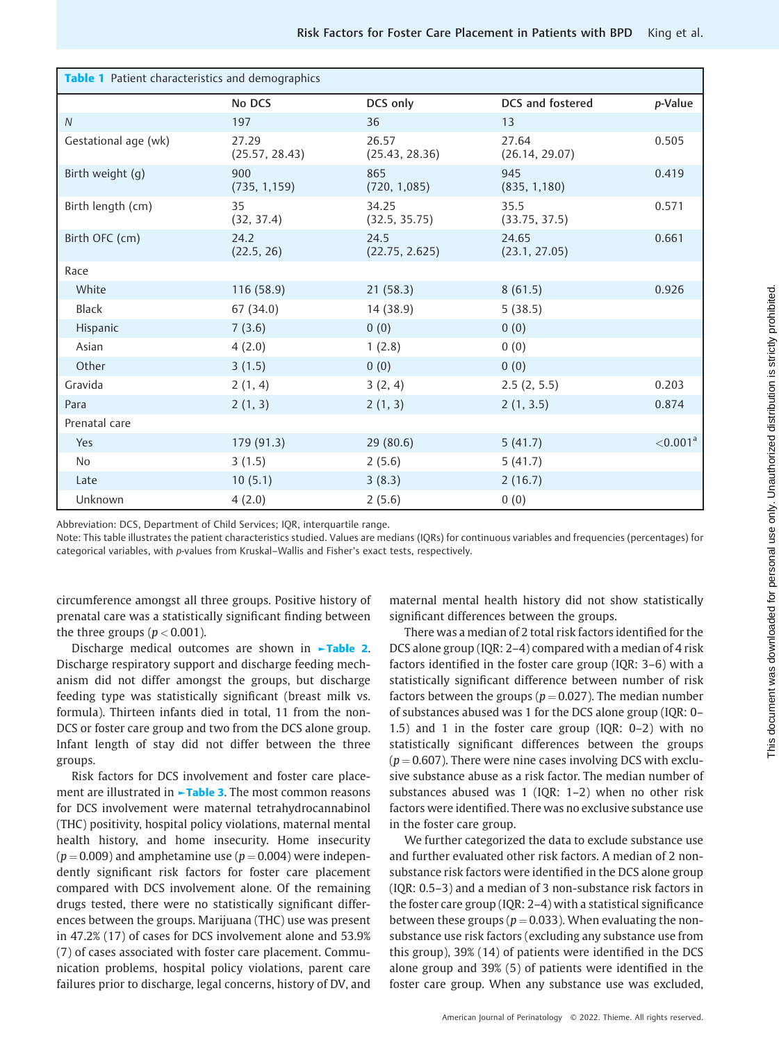**Table 1** Patient characteristics and demographics

| | No DCS | DCS only | DCS and fostered | *p*-Value |
|---|---|---|---|---|
| *N* | 197 | 36 | 13 | |
| Gestational age (wk) | 27.29 (25.57, 28.43) | 26.57 (25.43, 28.36) | 27.64 (26.14, 29.07) | 0.505 |
| Birth weight (g) | 900 (735, 1,159) | 865 (720, 1,085) | 945 (835, 1,180) | 0.419 |
| Birth length (cm) | 35 (32, 37.4) | 34.25 (32.5, 35.75) | 35.5 (33.75, 37.5) | 0.571 |
| Birth OFC (cm) | 24.2 (22.5, 26) | 24.5 (22.75, 2.625) | 24.65 (23.1, 27.05) | 0.661 |
| Race | | | | |
| White | 116 (58.9) | 21 (58.3) | 8 (61.5) | 0.926 |
| Black | 67 (34.0) | 14 (38.9) | 5 (38.5) | |
| Hispanic | 7 (3.6) | 0 (0) | 0 (0) | |
| Asian | 4 (2.0) | 1 (2.8) | 0 (0) | |
| Other | 3 (1.5) | 0 (0) | 0 (0) | |
| Gravida | 2 (1, 4) | 3 (2, 4) | 2.5 (2, 5.5) | 0.203 |
| Para | 2 (1, 3) | 2 (1, 3) | 2 (1, 3.5) | 0.874 |
| Prenatal care | | | | |
| Yes | 179 (91.3) | 29 (80.6) | 5 (41.7) | <0.001[a] |
| No | 3 (1.5) | 2 (5.6) | 5 (41.7) | |
| Late | 10 (5.1) | 3 (8.3) | 2 (16.7) | |
| Unknown | 4 (2.0) | 2 (5.6) | 0 (0) | |

Abbreviation: DCS, Department of Child Services; IQR, interquartile range.
Note: This table illustrates the patient characteristics studied. Values are medians (IQRs) for continuous variables and frequencies (percentages) for categorical variables, with *p*-values from Kruskal–Wallis and Fisher's exact tests, respectively.

circumference amongst all three groups. Positive history of prenatal care was a statistically significant finding between the three groups ($p < 0.001$).

Discharge medical outcomes are shown in **Table 2**. Discharge respiratory support and discharge feeding mechanism did not differ amongst the groups, but discharge feeding type was statistically significant (breast milk vs. formula). Thirteen infants died in total, 11 from the non-DCS or foster care group and two from the DCS alone group. Infant length of stay did not differ between the three groups.

Risk factors for DCS involvement and foster care placement are illustrated in **Table 3**. The most common reasons for DCS involvement were maternal tetrahydrocannabinol (THC) positivity, hospital policy violations, maternal mental health history, and home insecurity. Home insecurity ($p = 0.009$) and amphetamine use ($p = 0.004$) were independently significant risk factors for foster care placement compared with DCS involvement alone. Of the remaining drugs tested, there were no statistically significant differences between the groups. Marijuana (THC) use was present in 47.2% (17) of cases for DCS involvement alone and 53.9% (7) of cases associated with foster care placement. Communication problems, hospital policy violations, parent care failures prior to discharge, legal concerns, history of DV, and maternal mental health history did not show statistically significant differences between the groups.

There was a median of 2 total risk factors identified for the DCS alone group (IQR: 2–4) compared with a median of 4 risk factors identified in the foster care group (IQR: 3–6) with a statistically significant difference between number of risk factors between the groups ($p = 0.027$). The median number of substances abused was 1 for the DCS alone group (IQR: 0–1.5) and 1 in the foster care group (IQR: 0–2) with no statistically significant differences between the groups ($p = 0.607$). There were nine cases involving DCS with exclusive substance abuse as a risk factor. The median number of substances abused was 1 (IQR: 1–2) when no other risk factors were identified. There was no exclusive substance use in the foster care group.

We further categorized the data to exclude substance use and further evaluated other risk factors. A median of 2 non-substance risk factors were identified in the DCS alone group (IQR: 0.5–3) and a median of 3 non-substance risk factors in the foster care group (IQR: 2–4) with a statistical significance between these groups ($p = 0.033$). When evaluating the non-substance use risk factors (excluding any substance use from this group), 39% (14) of patients were identified in the DCS alone group and 39% (5) of patients were identified in the foster care group. When any substance use was excluded,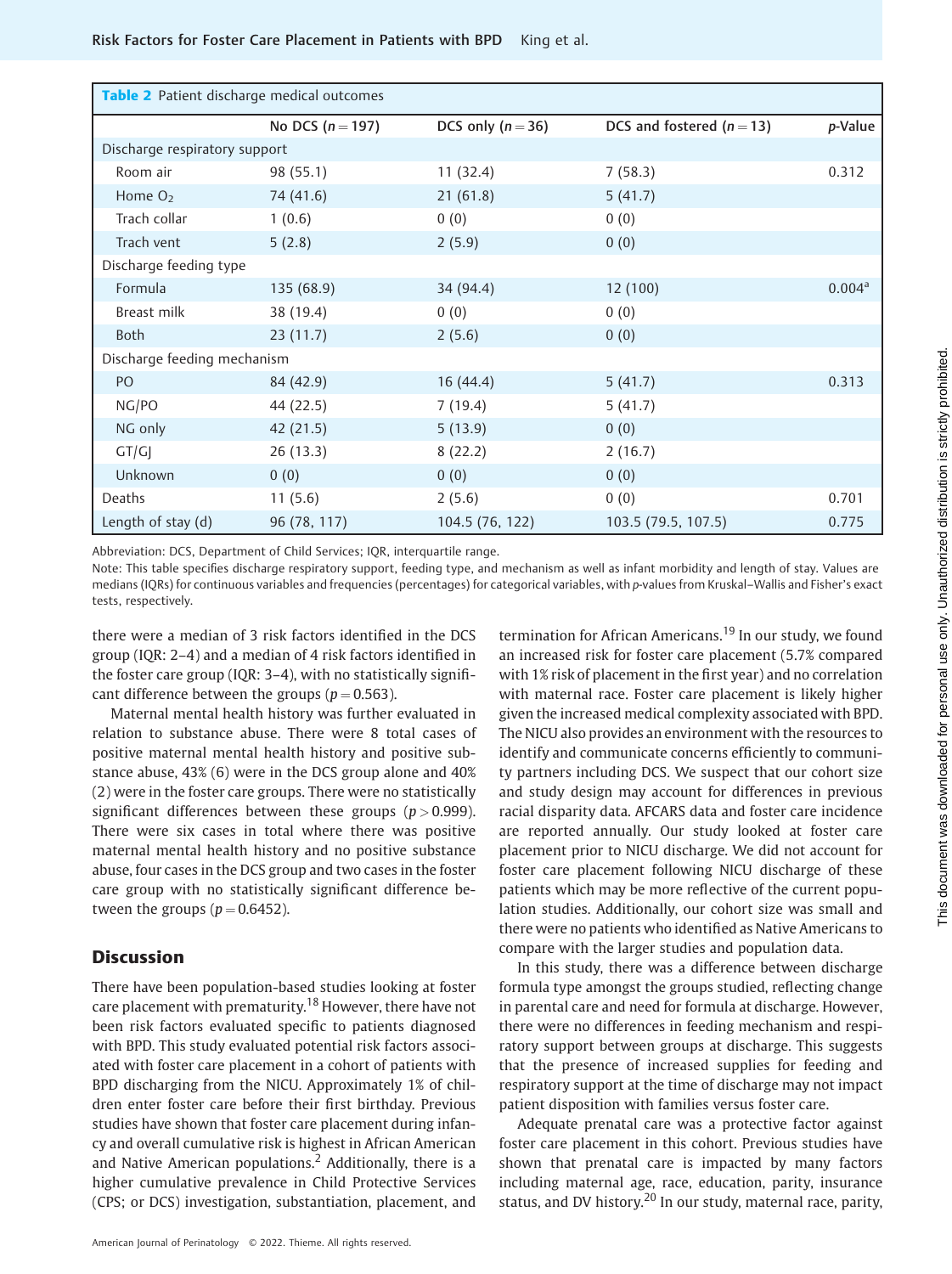**Table 2** Patient discharge medical outcomes

| | No DCS ($n = 197$) | DCS only ($n = 36$) | DCS and fostered ($n = 13$) | $p$-Value |
|---|---|---|---|---|
| Discharge respiratory support | | | | |
| Room air | 98 (55.1) | 11 (32.4) | 7 (58.3) | 0.312 |
| Home $O_2$ | 74 (41.6) | 21 (61.8) | 5 (41.7) | |
| Trach collar | 1 (0.6) | 0 (0) | 0 (0) | |
| Trach vent | 5 (2.8) | 2 (5.9) | 0 (0) | |
| Discharge feeding type | | | | |
| Formula | 135 (68.9) | 34 (94.4) | 12 (100) | 0.004[a] |
| Breast milk | 38 (19.4) | 0 (0) | 0 (0) | |
| Both | 23 (11.7) | 2 (5.6) | 0 (0) | |
| Discharge feeding mechanism | | | | |
| PO | 84 (42.9) | 16 (44.4) | 5 (41.7) | 0.313 |
| NG/PO | 44 (22.5) | 7 (19.4) | 5 (41.7) | |
| NG only | 42 (21.5) | 5 (13.9) | 0 (0) | |
| GT/GJ | 26 (13.3) | 8 (22.2) | 2 (16.7) | |
| Unknown | 0 (0) | 0 (0) | 0 (0) | |
| Deaths | 11 (5.6) | 2 (5.6) | 0 (0) | 0.701 |
| Length of stay (d) | 96 (78, 117) | 104.5 (76, 122) | 103.5 (79.5, 107.5) | 0.775 |

Abbreviation: DCS, Department of Child Services; IQR, interquartile range.

Note: This table specifies discharge respiratory support, feeding type, and mechanism as well as infant morbidity and length of stay. Values are medians (IQRs) for continuous variables and frequencies (percentages) for categorical variables, with $p$-values from Kruskal–Wallis and Fisher's exact tests, respectively.

there were a median of 3 risk factors identified in the DCS group (IQR: 2–4) and a median of 4 risk factors identified in the foster care group (IQR: 3–4), with no statistically significant difference between the groups ($p = 0.563$).

Maternal mental health history was further evaluated in relation to substance abuse. There were 8 total cases of positive maternal mental health history and positive substance abuse, 43% (6) were in the DCS group alone and 40% (2) were in the foster care groups. There were no statistically significant differences between these groups ($p > 0.999$). There were six cases in total where there was positive maternal mental health history and no positive substance abuse, four cases in the DCS group and two cases in the foster care group with no statistically significant difference between the groups ($p = 0.6452$).

## Discussion

There have been population-based studies looking at foster care placement with prematurity.[18] However, there have not been risk factors evaluated specific to patients diagnosed with BPD. This study evaluated potential risk factors associated with foster care placement in a cohort of patients with BPD discharging from the NICU. Approximately 1% of children enter foster care before their first birthday. Previous studies have shown that foster care placement during infancy and overall cumulative risk is highest in African American and Native American populations.[2] Additionally, there is a higher cumulative prevalence in Child Protective Services (CPS; or DCS) investigation, substantiation, placement, and termination for African Americans.[19] In our study, we found an increased risk for foster care placement (5.7% compared with 1% risk of placement in the first year) and no correlation with maternal race. Foster care placement is likely higher given the increased medical complexity associated with BPD. The NICU also provides an environment with the resources to identify and communicate concerns efficiently to community partners including DCS. We suspect that our cohort size and study design may account for differences in previous racial disparity data. AFCARS data and foster care incidence are reported annually. Our study looked at foster care placement prior to NICU discharge. We did not account for foster care placement following NICU discharge of these patients which may be more reflective of the current population studies. Additionally, our cohort size was small and there were no patients who identified as Native Americans to compare with the larger studies and population data.

In this study, there was a difference between discharge formula type amongst the groups studied, reflecting change in parental care and need for formula at discharge. However, there were no differences in feeding mechanism and respiratory support between groups at discharge. This suggests that the presence of increased supplies for feeding and respiratory support at the time of discharge may not impact patient disposition with families versus foster care.

Adequate prenatal care was a protective factor against foster care placement in this cohort. Previous studies have shown that prenatal care is impacted by many factors including maternal age, race, education, parity, insurance status, and DV history.[20] In our study, maternal race, parity,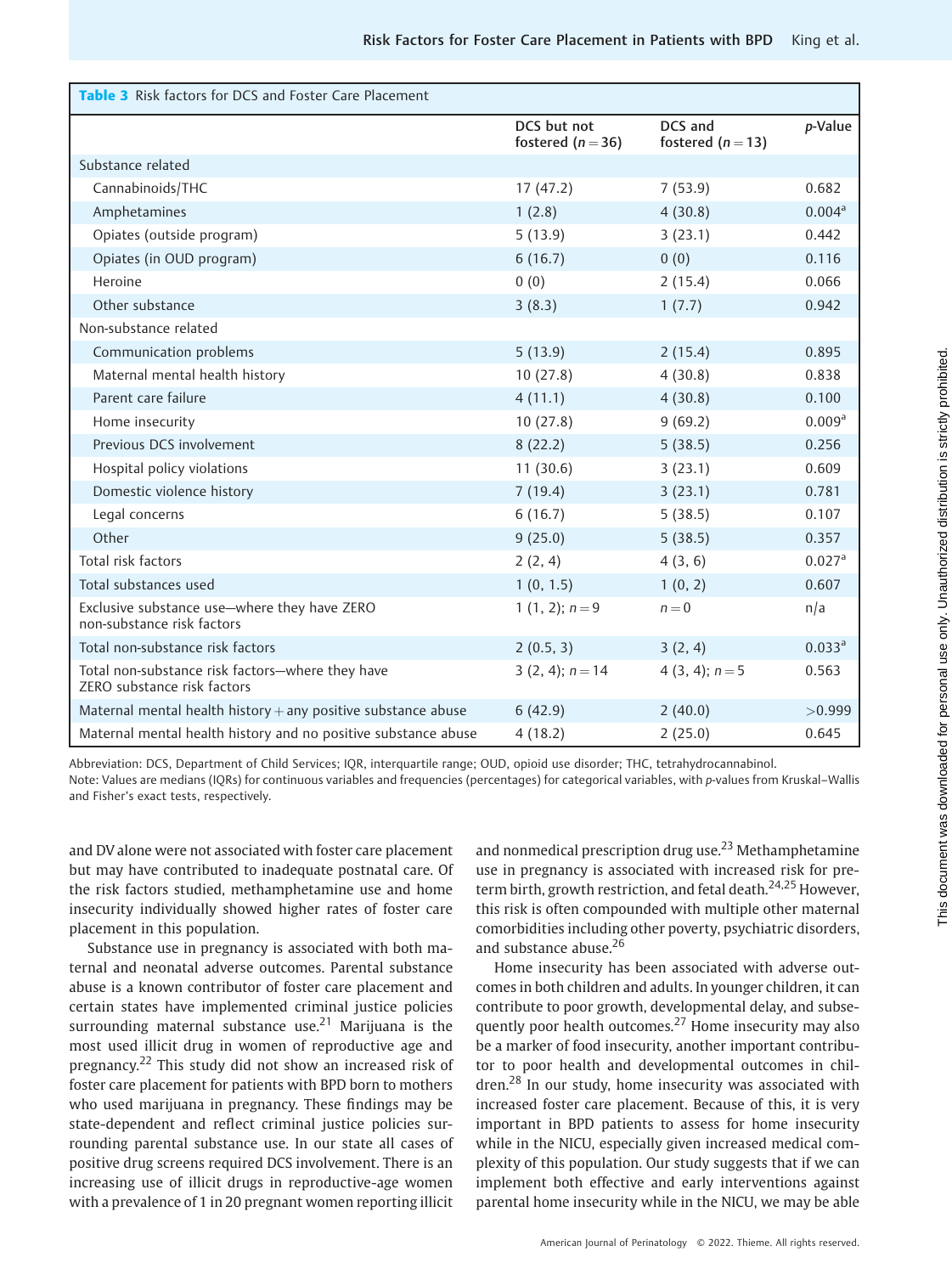**Table 3** Risk factors for DCS and Foster Care Placement

| | DCS but not fostered (n = 36) | DCS and fostered (n = 13) | p-Value |
|---|---|---|---|
| Substance related | | | |
| Cannabinoids/THC | 17 (47.2) | 7 (53.9) | 0.682 |
| Amphetamines | 1 (2.8) | 4 (30.8) | 0.004[a] |
| Opiates (outside program) | 5 (13.9) | 3 (23.1) | 0.442 |
| Opiates (in OUD program) | 6 (16.7) | 0 (0) | 0.116 |
| Heroine | 0 (0) | 2 (15.4) | 0.066 |
| Other substance | 3 (8.3) | 1 (7.7) | 0.942 |
| Non-substance related | | | |
| Communication problems | 5 (13.9) | 2 (15.4) | 0.895 |
| Maternal mental health history | 10 (27.8) | 4 (30.8) | 0.838 |
| Parent care failure | 4 (11.1) | 4 (30.8) | 0.100 |
| Home insecurity | 10 (27.8) | 9 (69.2) | 0.009[a] |
| Previous DCS involvement | 8 (22.2) | 5 (38.5) | 0.256 |
| Hospital policy violations | 11 (30.6) | 3 (23.1) | 0.609 |
| Domestic violence history | 7 (19.4) | 3 (23.1) | 0.781 |
| Legal concerns | 6 (16.7) | 5 (38.5) | 0.107 |
| Other | 9 (25.0) | 5 (38.5) | 0.357 |
| Total risk factors | 2 (2, 4) | 4 (3, 6) | 0.027[a] |
| Total substances used | 1 (0, 1.5) | 1 (0, 2) | 0.607 |
| Exclusive substance use—where they have ZERO non-substance risk factors | 1 (1, 2); n = 9 | n = 0 | n/a |
| Total non-substance risk factors | 2 (0.5, 3) | 3 (2, 4) | 0.033[a] |
| Total non-substance risk factors—where they have ZERO substance risk factors | 3 (2, 4); n = 14 | 4 (3, 4); n = 5 | 0.563 |
| Maternal mental health history + any positive substance abuse | 6 (42.9) | 2 (40.0) | >0.999 |
| Maternal mental health history and no positive substance abuse | 4 (18.2) | 2 (25.0) | 0.645 |

Abbreviation: DCS, Department of Child Services; IQR, interquartile range; OUD, opioid use disorder; THC, tetrahydrocannabinol.
Note: Values are medians (IQRs) for continuous variables and frequencies (percentages) for categorical variables, with p-values from Kruskal–Wallis and Fisher's exact tests, respectively.

and DV alone were not associated with foster care placement but may have contributed to inadequate postnatal care. Of the risk factors studied, methamphetamine use and home insecurity individually showed higher rates of foster care placement in this population.

Substance use in pregnancy is associated with both maternal and neonatal adverse outcomes. Parental substance abuse is a known contributor of foster care placement and certain states have implemented criminal justice policies surrounding maternal substance use.[21] Marijuana is the most used illicit drug in women of reproductive age and pregnancy.[22] This study did not show an increased risk of foster care placement for patients with BPD born to mothers who used marijuana in pregnancy. These findings may be state-dependent and reflect criminal justice policies surrounding parental substance use. In our state all cases of positive drug screens required DCS involvement. There is an increasing use of illicit drugs in reproductive-age women with a prevalence of 1 in 20 pregnant women reporting illicit and nonmedical prescription drug use.[23] Methamphetamine use in pregnancy is associated with increased risk for preterm birth, growth restriction, and fetal death.[24,25] However, this risk is often compounded with multiple other maternal comorbidities including other poverty, psychiatric disorders, and substance abuse.[26]

Home insecurity has been associated with adverse outcomes in both children and adults. In younger children, it can contribute to poor growth, developmental delay, and subsequently poor health outcomes.[27] Home insecurity may also be a marker of food insecurity, another important contributor to poor health and developmental outcomes in children.[28] In our study, home insecurity was associated with increased foster care placement. Because of this, it is very important in BPD patients to assess for home insecurity while in the NICU, especially given increased medical complexity of this population. Our study suggests that if we can implement both effective and early interventions against parental home insecurity while in the NICU, we may be able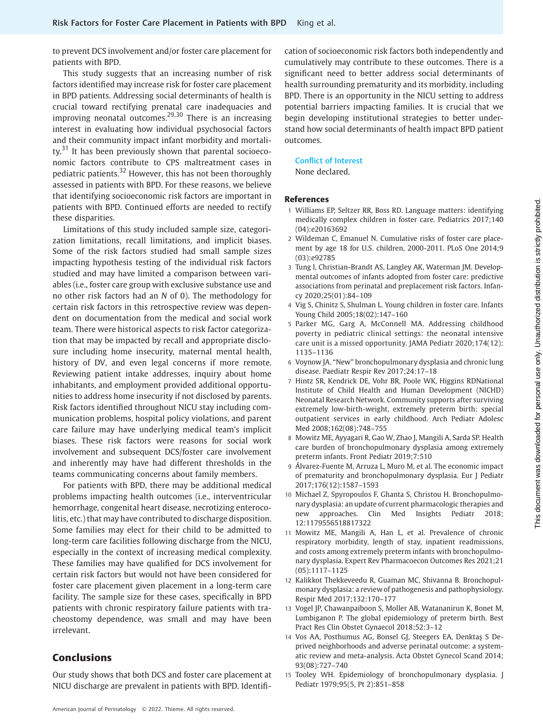to prevent DCS involvement and/or foster care placement for patients with BPD.

This study suggests that an increasing number of risk factors identified may increase risk for foster care placement in BPD patients. Addressing social determinants of health is crucial toward rectifying prenatal care inadequacies and improving neonatal outcomes.[29,30] There is an increasing interest in evaluating how individual psychosocial factors and their community impact infant morbidity and mortality.[31] It has been previously shown that parental socioeconomic factors contribute to CPS maltreatment cases in pediatric patients.[32] However, this has not been thoroughly assessed in patients with BPD. For these reasons, we believe that identifying socioeconomic risk factors are important in patients with BPD. Continued efforts are needed to rectify these disparities.

Limitations of this study included sample size, categorization limitations, recall limitations, and implicit biases. Some of the risk factors studied had small sample sizes impacting hypothesis testing of the individual risk factors studied and may have limited a comparison between variables (i.e., foster care group with exclusive substance use and no other risk factors had an *N* of 0). The methodology for certain risk factors in this retrospective review was dependent on documentation from the medical and social work team. There were historical aspects to risk factor categorization that may be impacted by recall and appropriate disclosure including home insecurity, maternal mental health, history of DV, and even legal concerns if more remote. Reviewing patient intake addresses, inquiry about home inhabitants, and employment provided additional opportunities to address home insecurity if not disclosed by parents. Risk factors identified throughout NICU stay including communication problems, hospital policy violations, and parent care failure may have underlying medical team's implicit biases. These risk factors were reasons for social work involvement and subsequent DCS/foster care involvement and inherently may have had different thresholds in the teams communicating concerns about family members.

For patients with BPD, there may be additional medical problems impacting health outcomes (i.e., interventricular hemorrhage, congenital heart disease, necrotizing enterocolitis, etc.) that may have contributed to discharge disposition. Some families may elect for their child to be admitted to long-term care facilities following discharge from the NICU, especially in the context of increasing medical complexity. These families may have qualified for DCS involvement for certain risk factors but would not have been considered for foster care placement given placement in a long-term care facility. The sample size for these cases, specifically in BPD patients with chronic respiratory failure patients with tracheostomy dependence, was small and may have been irrelevant.

## Conclusions

Our study shows that both DCS and foster care placement at NICU discharge are prevalent in patients with BPD. Identification of socioeconomic risk factors both independently and cumulatively may contribute to these outcomes. There is a significant need to better address social determinants of health surrounding prematurity and its morbidity, including BPD. There is an opportunity in the NICU setting to address potential barriers impacting families. It is crucial that we begin developing institutional strategies to better understand how social determinants of health impact BPD patient outcomes.

### Conflict of Interest

None declared.

## References

1. Williams EP, Seltzer RR, Boss RD. Language matters: identifying medically complex children in foster care. Pediatrics 2017;140 (04):e20163692
2. Wildeman C, Emanuel N. Cumulative risks of foster care placement by age 18 for U.S. children, 2000-2011. PLoS One 2014;9 (03):e92785
3. Tung I, Christian-Brandt AS, Langley AK, Waterman JM. Developmental outcomes of infants adopted from foster care: predictive associations from perinatal and preplacement risk factors. Infancy 2020;25(01):84–109
4. Vig S, Chinitz S, Shulman L. Young children in foster care. Infants Young Child 2005;18(02):147–160
5. Parker MG, Garg A, McConnell MA. Addressing childhood poverty in pediatric clinical settings: the neonatal intensive care unit is a missed opportunity. JAMA Pediatr 2020;174(12): 1135–1136
6. Voynow JA. "New" bronchopulmonary dysplasia and chronic lung disease. Paediatr Respir Rev 2017;24:17–18
7. Hintz SR, Kendrick DE, Vohr BR, Poole WK, Higgins RDNational Institute of Child Health and Human Development (NICHD) Neonatal Research Network. Community supports after surviving extremely low-birth-weight, extremely preterm birth: special outpatient services in early childhood. Arch Pediatr Adolesc Med 2008;162(08):748–755
8. Mowitz ME, Ayyagari R, Gao W, Zhao J, Mangili A, Sarda SP. Health care burden of bronchopulmonary dysplasia among extremely preterm infants. Front Pediatr 2019;7:510
9. Álvarez-Fuente M, Arruza L, Muro M, et al. The economic impact of prematurity and bronchopulmonary dysplasia. Eur J Pediatr 2017;176(12):1587–1593
10. Michael Z, Spyropoulos F, Ghanta S, Christou H. Bronchopulmonary dysplasia: an update of current pharmacologic therapies and new approaches. Clin Med Insights Pediatr 2018; 12:1179556518817322
11. Mowitz ME, Mangili A, Han L, et al. Prevalence of chronic respiratory morbidity, length of stay, inpatient readmissions, and costs among extremely preterm infants with bronchopulmonary dysplasia. Expert Rev Pharmacoecon Outcomes Res 2021;21 (05):1117–1125
12. Kalikkot Thekkeveedu R, Guaman MC, Shivanna B. Bronchopulmonary dysplasia: a review of pathogenesis and pathophysiology. Respir Med 2017;132:170–177
13. Vogel JP, Chawanpaiboon S, Moller AB, Watananirun K, Bonet M, Lumbiganon P. The global epidemiology of preterm birth. Best Pract Res Clin Obstet Gynaecol 2018;52:3–12
14. Vos AA, Posthumus AG, Bonsel GJ, Steegers EA, Denktaş S Deprived neighborhoods and adverse perinatal outcome: a systematic review and meta-analysis. Acta Obstet Gynecol Scand 2014; 93(08):727–740
15. Tooley WH. Epidemiology of bronchopulmonary dysplasia. J Pediatr 1979;95(5, Pt 2):851–858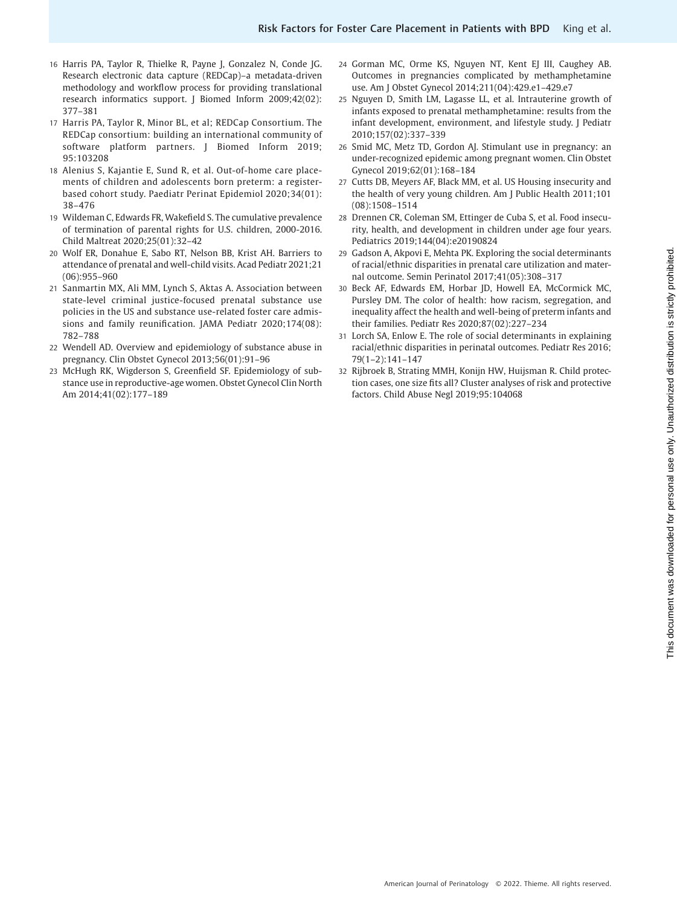16 Harris PA, Taylor R, Thielke R, Payne J, Gonzalez N, Conde JG. Research electronic data capture (REDCap)–a metadata-driven methodology and workflow process for providing translational research informatics support. J Biomed Inform 2009;42(02): 377–381

17 Harris PA, Taylor R, Minor BL, et al; REDCap Consortium. The REDCap consortium: building an international community of software platform partners. J Biomed Inform 2019; 95:103208

18 Alenius S, Kajantie E, Sund R, et al. Out-of-home care placements of children and adolescents born preterm: a register-based cohort study. Paediatr Perinat Epidemiol 2020;34(01): 38–476

19 Wildeman C, Edwards FR, Wakefield S. The cumulative prevalence of termination of parental rights for U.S. children, 2000-2016. Child Maltreat 2020;25(01):32–42

20 Wolf ER, Donahue E, Sabo RT, Nelson BB, Krist AH. Barriers to attendance of prenatal and well-child visits. Acad Pediatr 2021;21 (06):955–960

21 Sanmartin MX, Ali MM, Lynch S, Aktas A. Association between state-level criminal justice-focused prenatal substance use policies in the US and substance use-related foster care admissions and family reunification. JAMA Pediatr 2020;174(08): 782–788

22 Wendell AD. Overview and epidemiology of substance abuse in pregnancy. Clin Obstet Gynecol 2013;56(01):91–96

23 McHugh RK, Wigderson S, Greenfield SF. Epidemiology of substance use in reproductive-age women. Obstet Gynecol Clin North Am 2014;41(02):177–189

24 Gorman MC, Orme KS, Nguyen NT, Kent EJ III, Caughey AB. Outcomes in pregnancies complicated by methamphetamine use. Am J Obstet Gynecol 2014;211(04):429.e1–429.e7

25 Nguyen D, Smith LM, Lagasse LL, et al. Intrauterine growth of infants exposed to prenatal methamphetamine: results from the infant development, environment, and lifestyle study. J Pediatr 2010;157(02):337–339

26 Smid MC, Metz TD, Gordon AJ. Stimulant use in pregnancy: an under-recognized epidemic among pregnant women. Clin Obstet Gynecol 2019;62(01):168–184

27 Cutts DB, Meyers AF, Black MM, et al. US Housing insecurity and the health of very young children. Am J Public Health 2011;101 (08):1508–1514

28 Drennen CR, Coleman SM, Ettinger de Cuba S, et al. Food insecurity, health, and development in children under age four years. Pediatrics 2019;144(04):e20190824

29 Gadson A, Akpovi E, Mehta PK. Exploring the social determinants of racial/ethnic disparities in prenatal care utilization and maternal outcome. Semin Perinatol 2017;41(05):308–317

30 Beck AF, Edwards EM, Horbar JD, Howell EA, McCormick MC, Pursley DM. The color of health: how racism, segregation, and inequality affect the health and well-being of preterm infants and their families. Pediatr Res 2020;87(02):227–234

31 Lorch SA, Enlow E. The role of social determinants in explaining racial/ethnic disparities in perinatal outcomes. Pediatr Res 2016; 79(1–2):141–147

32 Rijbroek B, Strating MMH, Konijn HW, Huijsman R. Child protection cases, one size fits all? Cluster analyses of risk and protective factors. Child Abuse Negl 2019;95:104068